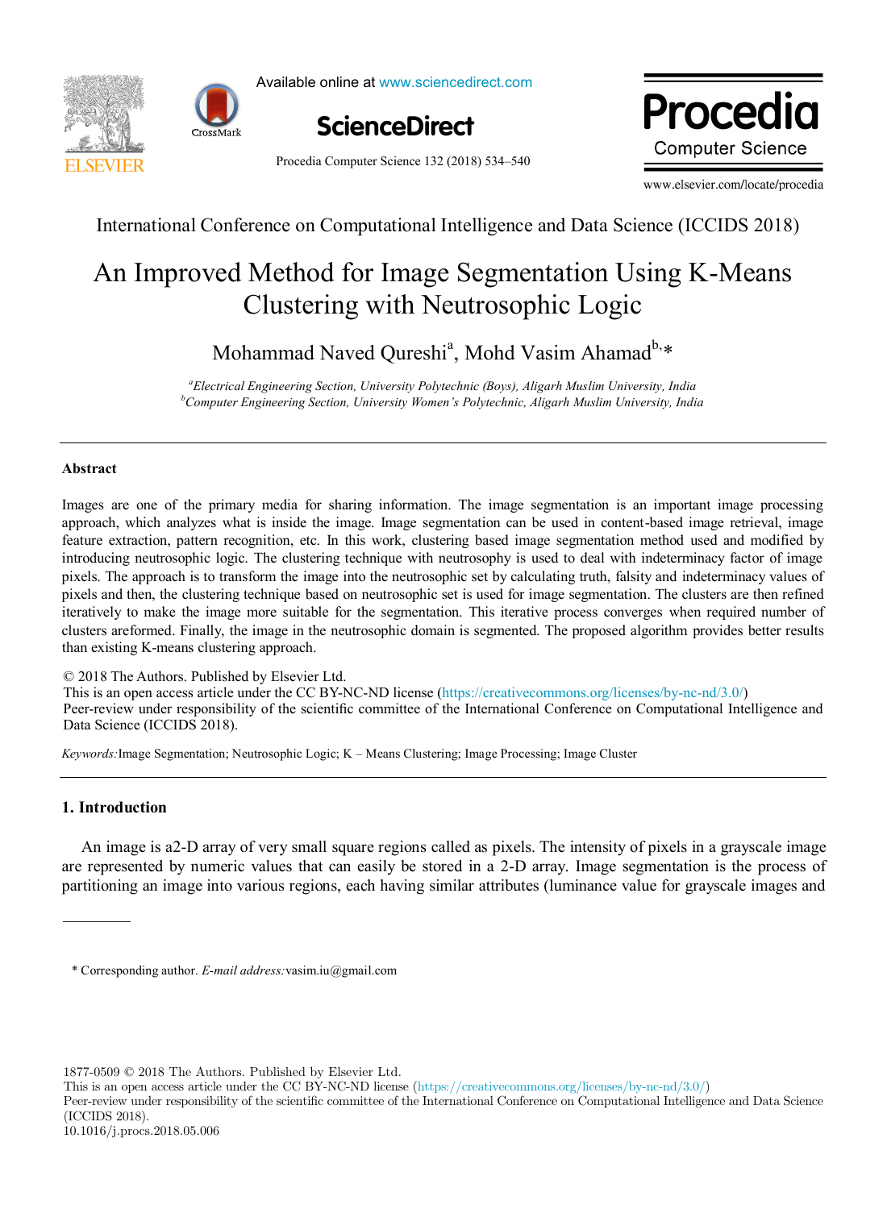International Conference on Computational Intelligence and Data Science (ICCIDS 2018)

# An Improved Method for Image Segmentation Using K-Means Clustering with Neutrosophic Logic

Mohammad Naved Qureshi[a], Mohd Vasim Ahamad[b,*]

[a]*Electrical Engineering Section, University Polytechnic (Boys), Aligarh Muslim University, India*
[b]*Computer Engineering Section, University Women's Polytechnic, Aligarh Muslim University, India*

---

### Abstract

Images are one of the primary media for sharing information. The image segmentation is an important image processing approach, which analyzes what is inside the image. Image segmentation can be used in content-based image retrieval, image feature extraction, pattern recognition, etc. In this work, clustering based image segmentation method used and modified by introducing neutrosophic logic. The clustering technique with neutrosophy is used to deal with indeterminacy factor of image pixels. The approach is to transform the image into the neutrosophic set by calculating truth, falsity and indeterminacy values of pixels and then, the clustering technique based on neutrosophic set is used for image segmentation. The clusters are then refined iteratively to make the image more suitable for the segmentation. This iterative process converges when required number of clusters areformed. Finally, the image in the neutrosophic domain is segmented. The proposed algorithm provides better results than existing K-means clustering approach.

© 2018 The Authors. Published by Elsevier Ltd.
This is an open access article under the CC BY-NC-ND license (https://creativecommons.org/licenses/by-nc-nd/3.0/)
Peer-review under responsibility of the scientific committee of the International Conference on Computational Intelligence and Data Science (ICCIDS 2018).

*Keywords:* Image Segmentation; Neutrosophic Logic; K – Means Clustering; Image Processing; Image Cluster

---

## 1. Introduction

An image is a2-D array of very small square regions called as pixels. The intensity of pixels in a grayscale image are represented by numeric values that can easily be stored in a 2-D array. Image segmentation is the process of partitioning an image into various regions, each having similar attributes (luminance value for grayscale images and

---

\* Corresponding author. *E-mail address:* vasim.iu@gmail.com

1877-0509 © 2018 The Authors. Published by Elsevier Ltd.
This is an open access article under the CC BY-NC-ND license (https://creativecommons.org/licenses/by-nc-nd/3.0/)
Peer-review under responsibility of the scientific committee of the International Conference on Computational Intelligence and Data Science (ICCIDS 2018).
10.1016/j.procs.2018.05.006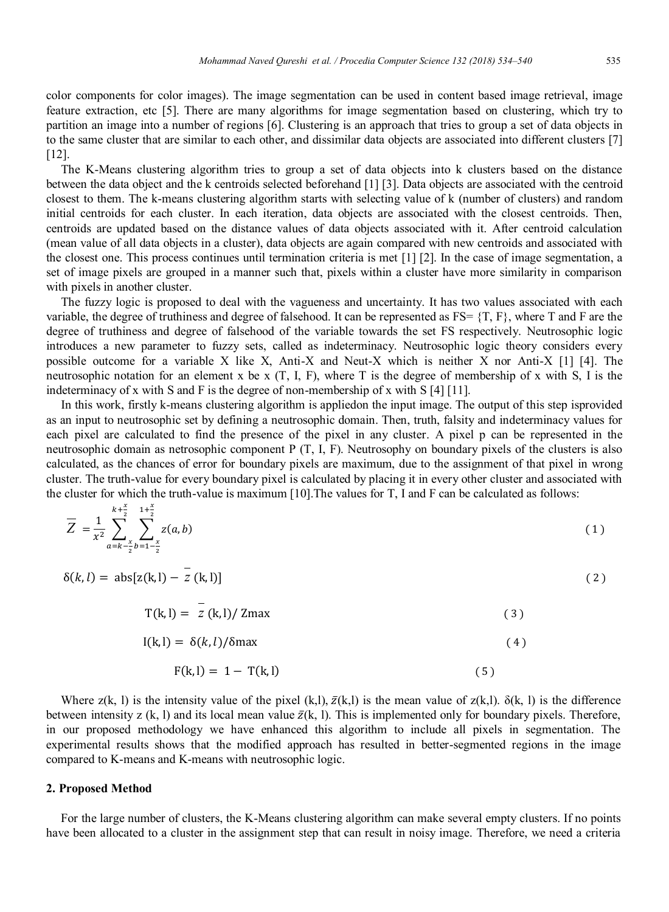color components for color images). The image segmentation can be used in content based image retrieval, image feature extraction, etc [5]. There are many algorithms for image segmentation based on clustering, which try to partition an image into a number of regions [6]. Clustering is an approach that tries to group a set of data objects in to the same cluster that are similar to each other, and dissimilar data objects are associated into different clusters [7] [12].

The K-Means clustering algorithm tries to group a set of data objects into k clusters based on the distance between the data object and the k centroids selected beforehand [1] [3]. Data objects are associated with the centroid closest to them. The k-means clustering algorithm starts with selecting value of k (number of clusters) and random initial centroids for each cluster. In each iteration, data objects are associated with the closest centroids. Then, centroids are updated based on the distance values of data objects associated with it. After centroid calculation (mean value of all data objects in a cluster), data objects are again compared with new centroids and associated with the closest one. This process continues until termination criteria is met [1] [2]. In the case of image segmentation, a set of image pixels are grouped in a manner such that, pixels within a cluster have more similarity in comparison with pixels in another cluster.

The fuzzy logic is proposed to deal with the vagueness and uncertainty. It has two values associated with each variable, the degree of truthiness and degree of falsehood. It can be represented as FS= {T, F}, where T and F are the degree of truthiness and degree of falsehood of the variable towards the set FS respectively. Neutrosophic logic introduces a new parameter to fuzzy sets, called as indeterminacy. Neutrosophic logic theory considers every possible outcome for a variable X like X, Anti-X and Neut-X which is neither X nor Anti-X [1] [4]. The neutrosophic notation for an element x be x (T, I, F), where T is the degree of membership of x with S, I is the indeterminacy of x with S and F is the degree of non-membership of x with S [4] [11].

In this work, firstly k-means clustering algorithm is appliedon the input image. The output of this step isprovided as an input to neutrosophic set by defining a neutrosophic domain. Then, truth, falsity and indeterminacy values for each pixel are calculated to find the presence of the pixel in any cluster. A pixel p can be represented in the neutrosophic domain as netrosophic component P (T, I, F). Neutrosophy on boundary pixels of the clusters is also calculated, as the chances of error for boundary pixels are maximum, due to the assignment of that pixel in wrong cluster. The truth-value for every boundary pixel is calculated by placing it in every other cluster and associated with the cluster for which the truth-value is maximum [10].The values for T, I and F can be calculated as follows:

$$\overline{Z} = \frac{1}{x^2} \sum_{a=k-\frac{x}{2}}^{k+\frac{x}{2}} \sum_{b=1-\frac{x}{2}}^{1+\frac{x}{2}} z(a,b) \tag{1}$$

$$\delta(k,l) = \text{abs}[z(k,l) - \overline{z}(k,l)] \tag{2}$$

$$T(k,l) = \overline{z}(k,l) / Z\text{max} \tag{3}$$

$$I(k,l) = \delta(k,l) / \delta\text{max} \tag{4}$$

$$F(k,l) = 1 - T(k,l) \tag{5}$$

Where z(k, l) is the intensity value of the pixel (k,l), $\bar{z}(k,l)$ is the mean value of z(k,l). δ(k, l) is the difference between intensity z (k, l) and its local mean value $\bar{z}(k, l)$. This is implemented only for boundary pixels. Therefore, in our proposed methodology we have enhanced this algorithm to include all pixels in segmentation. The experimental results shows that the modified approach has resulted in better-segmented regions in the image compared to K-means and K-means with neutrosophic logic.

## 2. Proposed Method

For the large number of clusters, the K-Means clustering algorithm can make several empty clusters. If no points have been allocated to a cluster in the assignment step that can result in noisy image. Therefore, we need a criteria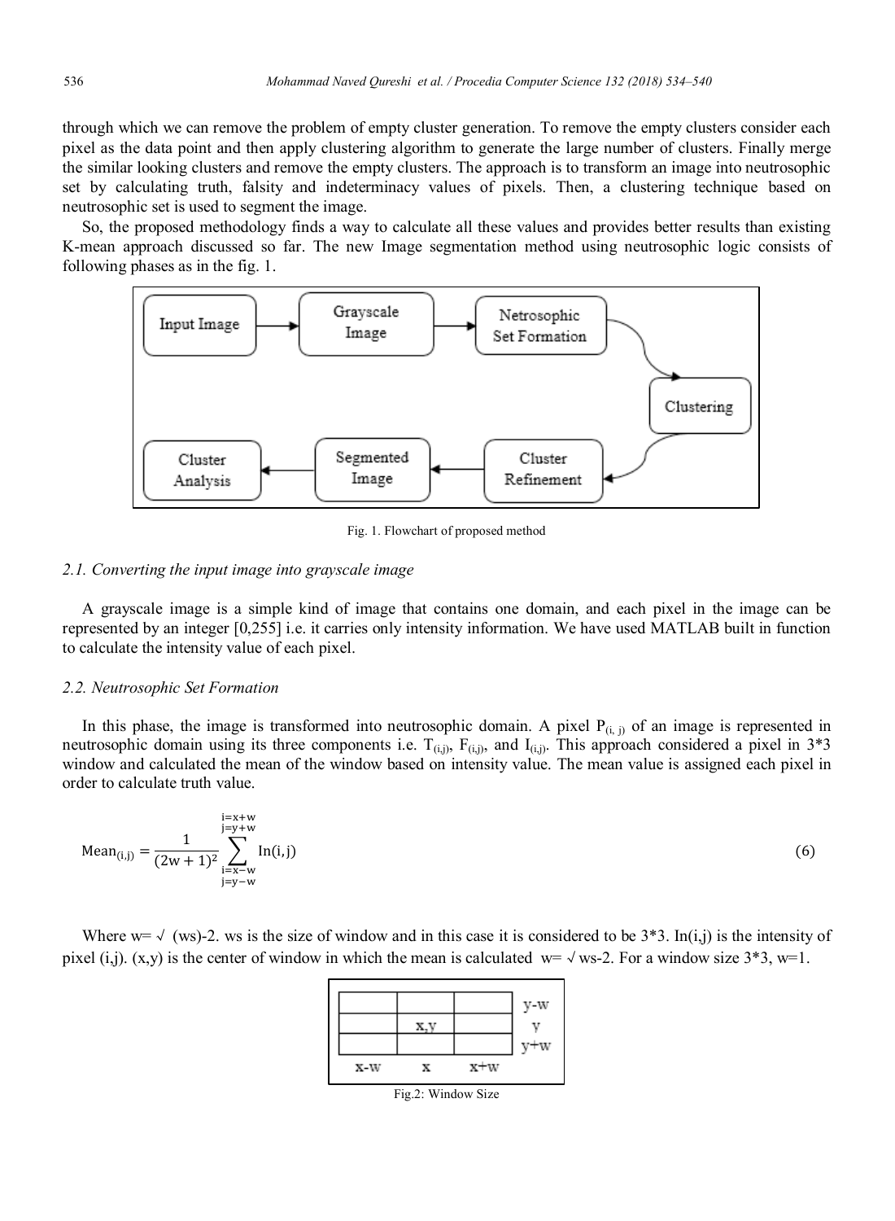through which we can remove the problem of empty cluster generation. To remove the empty clusters consider each pixel as the data point and then apply clustering algorithm to generate the large number of clusters. Finally merge the similar looking clusters and remove the empty clusters. The approach is to transform an image into neutrosophic set by calculating truth, falsity and indeterminacy values of pixels. Then, a clustering technique based on neutrosophic set is used to segment the image.

So, the proposed methodology finds a way to calculate all these values and provides better results than existing K-mean approach discussed so far. The new Image segmentation method using neutrosophic logic consists of following phases as in the fig. 1.

Fig. 1. Flowchart of proposed method

### 2.1. Converting the input image into grayscale image

A grayscale image is a simple kind of image that contains one domain, and each pixel in the image can be represented by an integer [0,255] i.e. it carries only intensity information. We have used MATLAB built in function to calculate the intensity value of each pixel.

### 2.2. Neutrosophic Set Formation

In this phase, the image is transformed into neutrosophic domain. A pixel $P_{(i,\,j)}$ of an image is represented in neutrosophic domain using its three components i.e. $T_{(i,j)}$, $F_{(i,j)}$, and $I_{(i,j)}$. This approach considered a pixel in 3*3 window and calculated the mean of the window based on intensity value. The mean value is assigned each pixel in order to calculate truth value.

$$\text{Mean}_{(i,j)} = \frac{1}{(2w+1)^2} \sum_{\substack{i=x-w \\ j=y-w}}^{\substack{i=x+w \\ j=y+w}} \text{In}(i,j) \tag{6}$$

Where w= √ (ws)-2. ws is the size of window and in this case it is considered to be 3*3. In(i,j) is the intensity of pixel (i,j). (x,y) is the center of window in which the mean is calculated w= √ ws-2. For a window size 3*3, w=1.

Fig.2: Window Size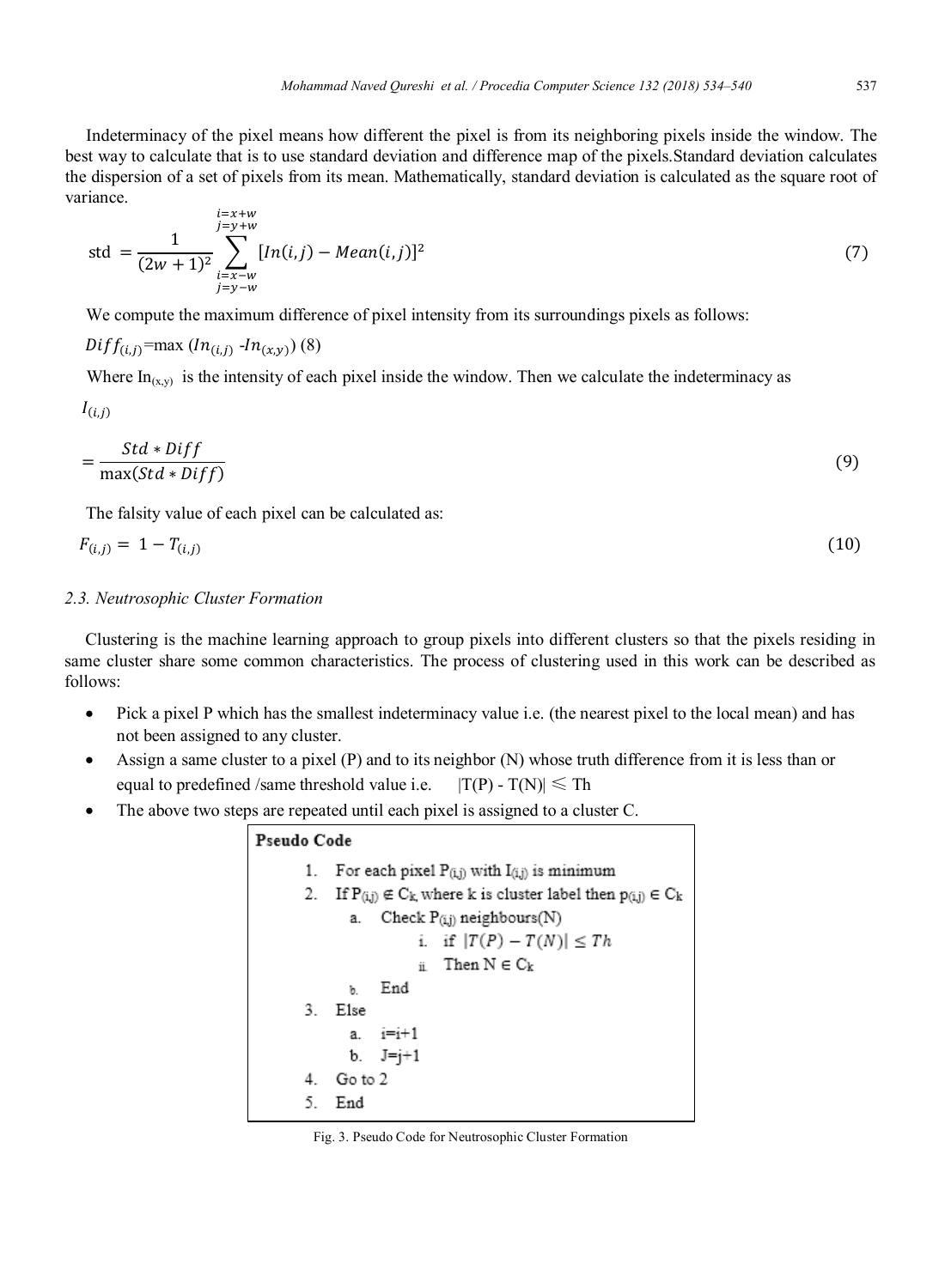Indeterminacy of the pixel means how different the pixel is from its neighboring pixels inside the window. The best way to calculate that is to use standard deviation and difference map of the pixels.Standard deviation calculates the dispersion of a set of pixels from its mean. Mathematically, standard deviation is calculated as the square root of variance.

$$\text{std} = \frac{1}{(2w+1)^2} \sum_{\substack{i=x-w \\ j=y-w}}^{\substack{i=x+w \\ j=y+w}} [In(i,j) - Mean(i,j)]^2 \tag{7}$$

We compute the maximum difference of pixel intensity from its surroundings pixels as follows:

$Diff_{(i,j)} = \max\left(In_{(i,j)} - In_{(x,y)}\right)$ (8)

Where $In_{(x,y)}$ is the intensity of each pixel inside the window. Then we calculate the indeterminacy as

$$I_{(i,j)} = \frac{Std * Diff}{\max(Std * Diff)} \tag{9}$$

The falsity value of each pixel can be calculated as:

$$F_{(i,j)} = 1 - T_{(i,j)} \tag{10}$$

### *2.3. Neutrosophic Cluster Formation*

Clustering is the machine learning approach to group pixels into different clusters so that the pixels residing in same cluster share some common characteristics. The process of clustering used in this work can be described as follows:

- Pick a pixel P which has the smallest indeterminacy value i.e. (the nearest pixel to the local mean) and has not been assigned to any cluster.
- Assign a same cluster to a pixel (P) and to its neighbor (N) whose truth difference from it is less than or equal to predefined /same threshold value i.e. $|T(P) - T(N)| \leq Th$
- The above two steps are repeated until each pixel is assigned to a cluster C.

```
Pseudo Code
    1. For each pixel P(i,j) with I(i,j) is minimum
    2. If P(i,j) ∉ Ck, where k is cluster label then p(i,j) ∈ Ck
        a. Check P(i,j) neighbours(N)
            i. if |T(P) − T(N)| ≤ Th
            ii. Then N ∈ Ck
        b. End
    3. Else
        a. i=i+1
        b. J=j+1
    4. Go to 2
    5. End
```

Fig. 3. Pseudo Code for Neutrosophic Cluster Formation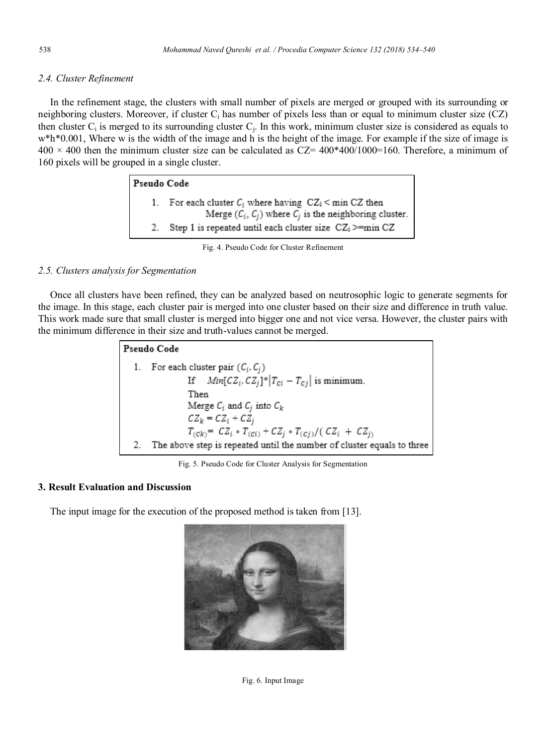### 2.4. Cluster Refinement

In the refinement stage, the clusters with small number of pixels are merged or grouped with its surrounding or neighboring clusters. Moreover, if cluster $C_i$ has number of pixels less than or equal to minimum cluster size (CZ) then cluster $C_i$ is merged to its surrounding cluster $C_j$. In this work, minimum cluster size is considered as equals to w*h*0.001, Where w is the width of the image and h is the height of the image. For example if the size of image is $400 \times 400$ then the minimum cluster size can be calculated as CZ= 400*400/1000=160. Therefore, a minimum of 160 pixels will be grouped in a single cluster.

**Pseudo Code**

1. For each cluster $C_i$ where having $CZ_i <$ min CZ then
   Merge $(C_i, C_j)$ where $C_j$ is the neighboring cluster.
2. Step 1 is repeated until each cluster size $CZ_i >=$min CZ

Fig. 4. Pseudo Code for Cluster Refinement

### 2.5. Clusters analysis for Segmentation

Once all clusters have been refined, they can be analyzed based on neutrosophic logic to generate segments for the image. In this stage, each cluster pair is merged into one cluster based on their size and difference in truth value. This work made sure that small cluster is merged into bigger one and not vice versa. However, the cluster pairs with the minimum difference in their size and truth-values cannot be merged.

**Pseudo Code**

1. For each cluster pair $(C_i, C_j)$
   If $Min[CZ_i, CZ_j]*|T_{ci} - T_{cj}|$ is minimum.
   Then
   Merge $C_i$ and $C_j$ into $C_k$
   $CZ_k = CZ_i + CZ_j$
   $T_{(Ck)} = CZ_i * T_{(Ci)} + CZ_j * T_{(Cj)} / (CZ_i + CZ_j)$
2. The above step is repeated until the number of cluster equals to three

Fig. 5. Pseudo Code for Cluster Analysis for Segmentation

## 3. Result Evaluation and Discussion

The input image for the execution of the proposed method is taken from [13].

Fig. 6. Input Image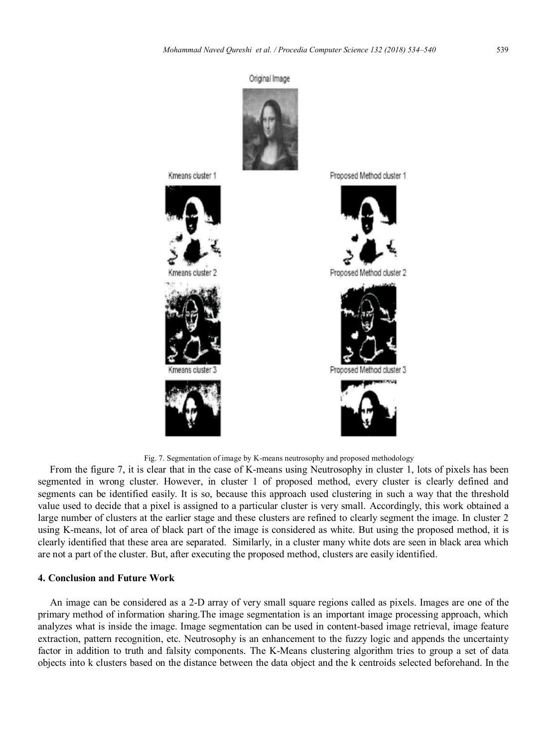Fig. 7. Segmentation of image by K-means neutrosophy and proposed methodology

From the figure 7, it is clear that in the case of K-means using Neutrosophy in cluster 1, lots of pixels has been segmented in wrong cluster. However, in cluster 1 of proposed method, every cluster is clearly defined and segments can be identified easily. It is so, because this approach used clustering in such a way that the threshold value used to decide that a pixel is assigned to a particular cluster is very small. Accordingly, this work obtained a large number of clusters at the earlier stage and these clusters are refined to clearly segment the image. In cluster 2 using K-means, lot of area of black part of the image is considered as white. But using the proposed method, it is clearly identified that these area are separated. Similarly, in a cluster many white dots are seen in black area which are not a part of the cluster. But, after executing the proposed method, clusters are easily identified.

## 4. Conclusion and Future Work

An image can be considered as a 2-D array of very small square regions called as pixels. Images are one of the primary method of information sharing.The image segmentation is an important image processing approach, which analyzes what is inside the image. Image segmentation can be used in content-based image retrieval, image feature extraction, pattern recognition, etc. Neutrosophy is an enhancement to the fuzzy logic and appends the uncertainty factor in addition to truth and falsity components. The K-Means clustering algorithm tries to group a set of data objects into k clusters based on the distance between the data object and the k centroids selected beforehand. In the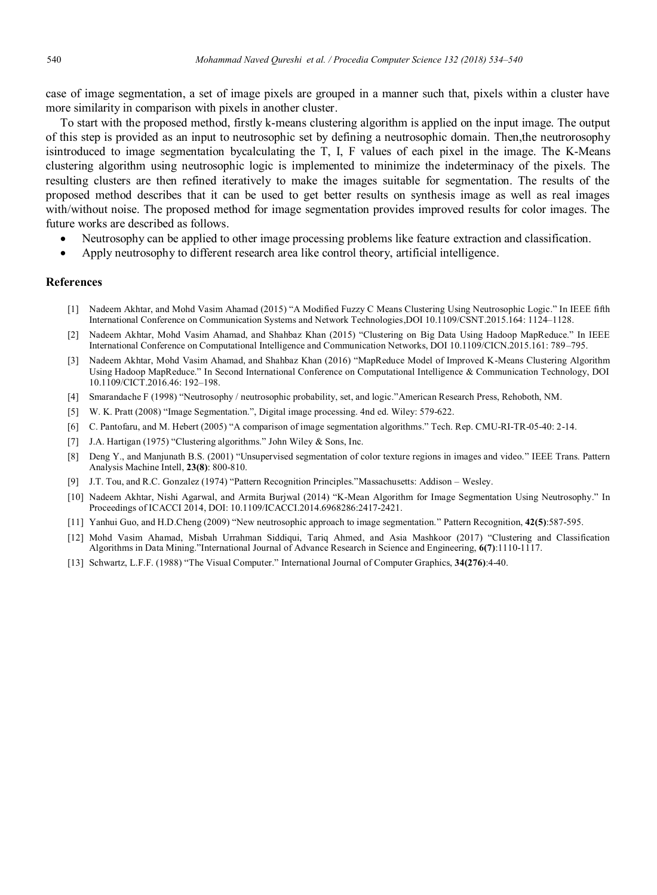case of image segmentation, a set of image pixels are grouped in a manner such that, pixels within a cluster have more similarity in comparison with pixels in another cluster.

To start with the proposed method, firstly k-means clustering algorithm is applied on the input image. The output of this step is provided as an input to neutrosophic set by defining a neutrosophic domain. Then,the neutrorosophy isintroduced to image segmentation bycalculating the T, I, F values of each pixel in the image. The K-Means clustering algorithm using neutrosophic logic is implemented to minimize the indeterminacy of the pixels. The resulting clusters are then refined iteratively to make the images suitable for segmentation. The results of the proposed method describes that it can be used to get better results on synthesis image as well as real images with/without noise. The proposed method for image segmentation provides improved results for color images. The future works are described as follows.

- Neutrosophy can be applied to other image processing problems like feature extraction and classification.
- Apply neutrosophy to different research area like control theory, artificial intelligence.

## References

[1] Nadeem Akhtar, and Mohd Vasim Ahamad (2015) "A Modified Fuzzy C Means Clustering Using Neutrosophic Logic." In IEEE fifth International Conference on Communication Systems and Network Technologies,DOI 10.1109/CSNT.2015.164: 1124–1128.

[2] Nadeem Akhtar, Mohd Vasim Ahamad, and Shahbaz Khan (2015) "Clustering on Big Data Using Hadoop MapReduce." In IEEE International Conference on Computational Intelligence and Communication Networks, DOI 10.1109/CICN.2015.161: 789–795.

[3] Nadeem Akhtar, Mohd Vasim Ahamad, and Shahbaz Khan (2016) "MapReduce Model of Improved K-Means Clustering Algorithm Using Hadoop MapReduce." In Second International Conference on Computational Intelligence & Communication Technology, DOI 10.1109/CICT.2016.46: 192–198.

[4] Smarandache F (1998) "Neutrosophy / neutrosophic probability, set, and logic."American Research Press, Rehoboth, NM.

[5] W. K. Pratt (2008) "Image Segmentation.", Digital image processing. 4nd ed. Wiley: 579-622.

[6] C. Pantofaru, and M. Hebert (2005) "A comparison of image segmentation algorithms." Tech. Rep. CMU-RI-TR-05-40: 2-14.

[7] J.A. Hartigan (1975) "Clustering algorithms." John Wiley & Sons, Inc.

[8] Deng Y., and Manjunath B.S. (2001) "Unsupervised segmentation of color texture regions in images and video." IEEE Trans. Pattern Analysis Machine Intell, **23(8)**: 800-810.

[9] J.T. Tou, and R.C. Gonzalez (1974) "Pattern Recognition Principles."Massachusetts: Addison – Wesley.

[10] Nadeem Akhtar, Nishi Agarwal, and Armita Burjwal (2014) "K-Mean Algorithm for Image Segmentation Using Neutrosophy." In Proceedings of ICACCI 2014, DOI: 10.1109/ICACCI.2014.6968286:2417-2421.

[11] Yanhui Guo, and H.D.Cheng (2009) "New neutrosophic approach to image segmentation." Pattern Recognition, **42(5)**:587-595.

[12] Mohd Vasim Ahamad, Misbah Urrahman Siddiqui, Tariq Ahmed, and Asia Mashkoor (2017) "Clustering and Classification Algorithms in Data Mining."International Journal of Advance Research in Science and Engineering, **6(7)**:1110-1117.

[13] Schwartz, L.F.F. (1988) "The Visual Computer." International Journal of Computer Graphics, **34(276)**:4-40.